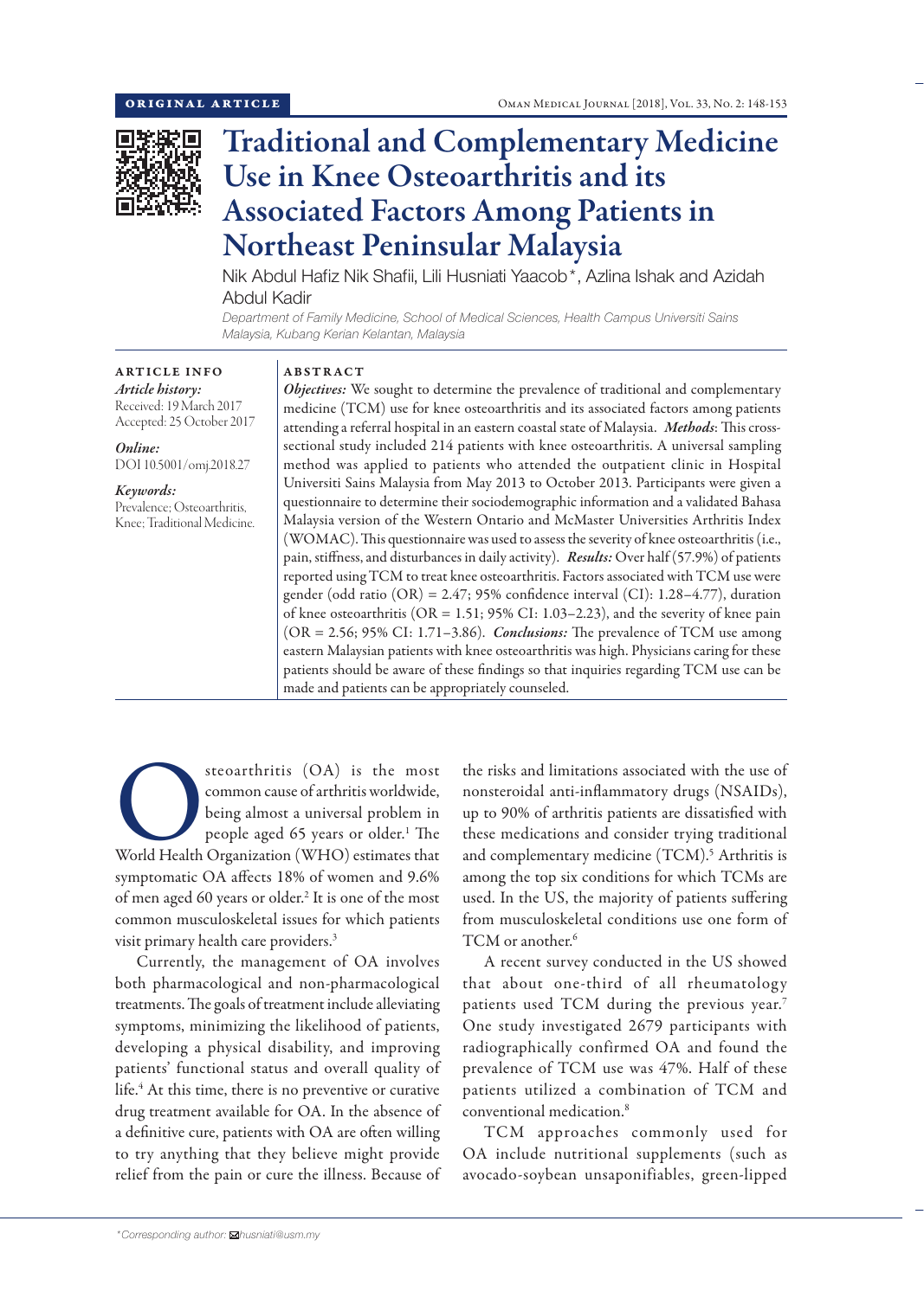ORIGINAL ARTICLE

# Traditional and Complementary Medicine Use in Knee Osteoarthritis and its Associated Factors Among Patients in Northeast Peninsular Malaysia

Nik Abdul Hafiz Nik Shafii, Lili Husniati Yaacob*, Azlina Ishak and Azidah Abdul Kadir

*Department of Family Medicine, School of Medical Sciences, Health Campus Universiti Sains Malaysia, Kubang Kerian Kelantan, Malaysia*

**ARTICLE INFO**

*Article history:*
Received: 19 March 2017
Accepted: 25 October 2017

*Online:*
DOI 10.5001/omj.2018.27

*Keywords:*
Prevalence; Osteoarthritis, Knee; Traditional Medicine.

**ABSTRACT**

***Objectives:*** We sought to determine the prevalence of traditional and complementary medicine (TCM) use for knee osteoarthritis and its associated factors among patients attending a referral hospital in an eastern coastal state of Malaysia. ***Methods***: This cross-sectional study included 214 patients with knee osteoarthritis. A universal sampling method was applied to patients who attended the outpatient clinic in Hospital Universiti Sains Malaysia from May 2013 to October 2013. Participants were given a questionnaire to determine their sociodemographic information and a validated Bahasa Malaysia version of the Western Ontario and McMaster Universities Arthritis Index (WOMAC). This questionnaire was used to assess the severity of knee osteoarthritis (i.e., pain, stiffness, and disturbances in daily activity). ***Results:*** Over half (57.9%) of patients reported using TCM to treat knee osteoarthritis. Factors associated with TCM use were gender (odd ratio (OR) = 2.47; 95% confidence interval (CI): 1.28–4.77), duration of knee osteoarthritis (OR = 1.51; 95% CI: 1.03–2.23), and the severity of knee pain (OR = 2.56; 95% CI: 1.71–3.86). ***Conclusions:*** The prevalence of TCM use among eastern Malaysian patients with knee osteoarthritis was high. Physicians caring for these patients should be aware of these findings so that inquiries regarding TCM use can be made and patients can be appropriately counseled.

Osteoarthritis (OA) is the most common cause of arthritis worldwide, being almost a universal problem in people aged 65 years or older.[1] The World Health Organization (WHO) estimates that symptomatic OA affects 18% of women and 9.6% of men aged 60 years or older.[2] It is one of the most common musculoskeletal issues for which patients visit primary health care providers.[3]

Currently, the management of OA involves both pharmacological and non-pharmacological treatments. The goals of treatment include alleviating symptoms, minimizing the likelihood of patients, developing a physical disability, and improving patients' functional status and overall quality of life.[4] At this time, there is no preventive or curative drug treatment available for OA. In the absence of a definitive cure, patients with OA are often willing to try anything that they believe might provide relief from the pain or cure the illness. Because of the risks and limitations associated with the use of nonsteroidal anti-inflammatory drugs (NSAIDs), up to 90% of arthritis patients are dissatisfied with these medications and consider trying traditional and complementary medicine (TCM).[5] Arthritis is among the top six conditions for which TCMs are used. In the US, the majority of patients suffering from musculoskeletal conditions use one form of TCM or another.[6]

A recent survey conducted in the US showed that about one-third of all rheumatology patients used TCM during the previous year.[7] One study investigated 2679 participants with radiographically confirmed OA and found the prevalence of TCM use was 47%. Half of these patients utilized a combination of TCM and conventional medication.[8]

TCM approaches commonly used for OA include nutritional supplements (such as avocado-soybean unsaponifiables, green-lipped

*Corresponding author: husniati@usm.my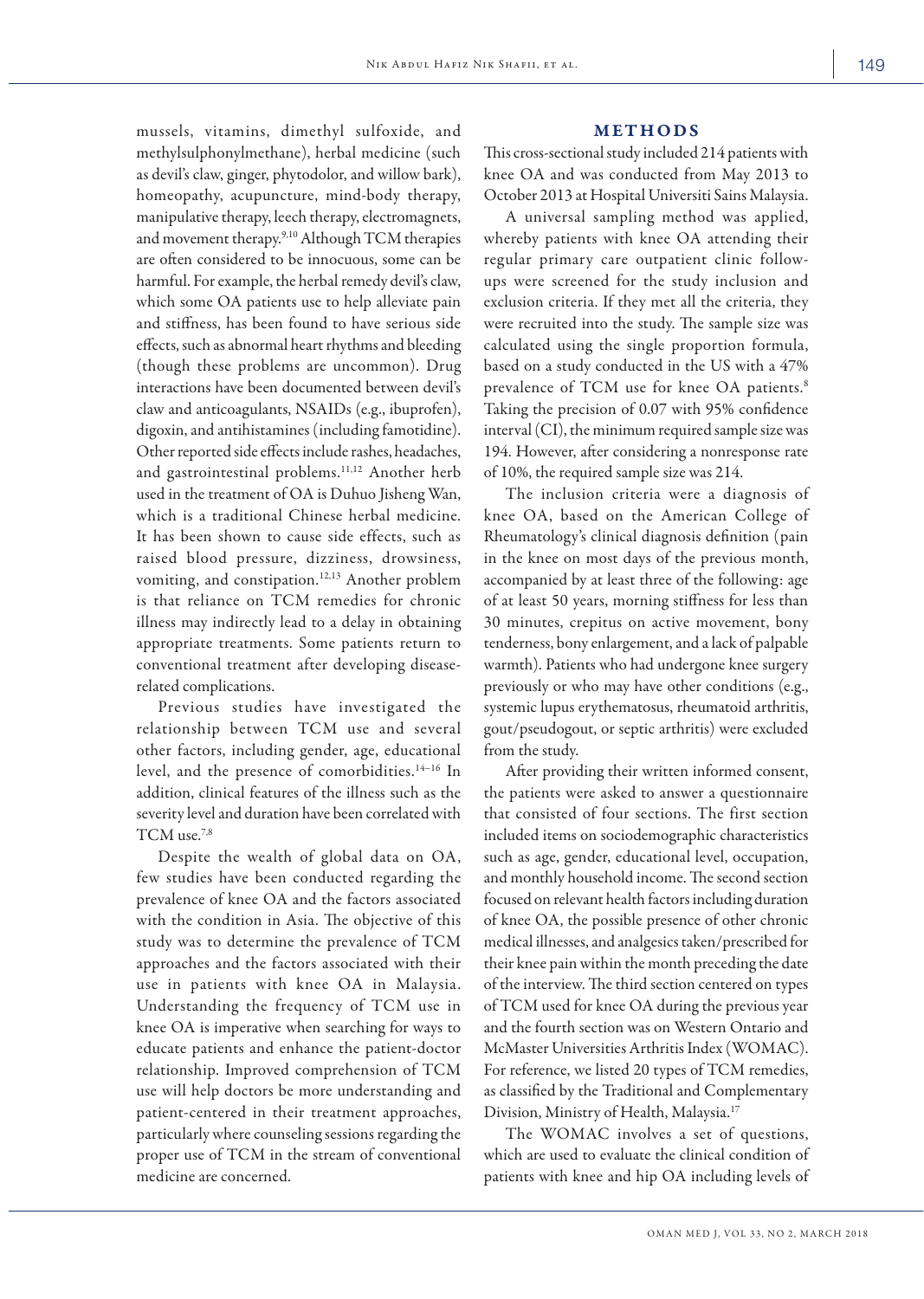mussels, vitamins, dimethyl sulfoxide, and methylsulphonylmethane), herbal medicine (such as devil's claw, ginger, phytodolor, and willow bark), homeopathy, acupuncture, mind-body therapy, manipulative therapy, leech therapy, electromagnets, and movement therapy.[9,10] Although TCM therapies are often considered to be innocuous, some can be harmful. For example, the herbal remedy devil's claw, which some OA patients use to help alleviate pain and stiffness, has been found to have serious side effects, such as abnormal heart rhythms and bleeding (though these problems are uncommon). Drug interactions have been documented between devil's claw and anticoagulants, NSAIDs (e.g., ibuprofen), digoxin, and antihistamines (including famotidine). Other reported side effects include rashes, headaches, and gastrointestinal problems.[11,12] Another herb used in the treatment of OA is Duhuo Jisheng Wan, which is a traditional Chinese herbal medicine. It has been shown to cause side effects, such as raised blood pressure, dizziness, drowsiness, vomiting, and constipation.[12,13] Another problem is that reliance on TCM remedies for chronic illness may indirectly lead to a delay in obtaining appropriate treatments. Some patients return to conventional treatment after developing disease-related complications.

Previous studies have investigated the relationship between TCM use and several other factors, including gender, age, educational level, and the presence of comorbidities.[14–16] In addition, clinical features of the illness such as the severity level and duration have been correlated with TCM use.[7,8]

Despite the wealth of global data on OA, few studies have been conducted regarding the prevalence of knee OA and the factors associated with the condition in Asia. The objective of this study was to determine the prevalence of TCM approaches and the factors associated with their use in patients with knee OA in Malaysia. Understanding the frequency of TCM use in knee OA is imperative when searching for ways to educate patients and enhance the patient-doctor relationship. Improved comprehension of TCM use will help doctors be more understanding and patient-centered in their treatment approaches, particularly where counseling sessions regarding the proper use of TCM in the stream of conventional medicine are concerned.

## METHODS

This cross-sectional study included 214 patients with knee OA and was conducted from May 2013 to October 2013 at Hospital Universiti Sains Malaysia.

A universal sampling method was applied, whereby patients with knee OA attending their regular primary care outpatient clinic follow-ups were screened for the study inclusion and exclusion criteria. If they met all the criteria, they were recruited into the study. The sample size was calculated using the single proportion formula, based on a study conducted in the US with a 47% prevalence of TCM use for knee OA patients.[8] Taking the precision of 0.07 with 95% confidence interval (CI), the minimum required sample size was 194. However, after considering a nonresponse rate of 10%, the required sample size was 214.

The inclusion criteria were a diagnosis of knee OA, based on the American College of Rheumatology's clinical diagnosis definition (pain in the knee on most days of the previous month, accompanied by at least three of the following: age of at least 50 years, morning stiffness for less than 30 minutes, crepitus on active movement, bony tenderness, bony enlargement, and a lack of palpable warmth). Patients who had undergone knee surgery previously or who may have other conditions (e.g., systemic lupus erythematosus, rheumatoid arthritis, gout/pseudogout, or septic arthritis) were excluded from the study.

After providing their written informed consent, the patients were asked to answer a questionnaire that consisted of four sections. The first section included items on sociodemographic characteristics such as age, gender, educational level, occupation, and monthly household income. The second section focused on relevant health factors including duration of knee OA, the possible presence of other chronic medical illnesses, and analgesics taken/prescribed for their knee pain within the month preceding the date of the interview. The third section centered on types of TCM used for knee OA during the previous year and the fourth section was on Western Ontario and McMaster Universities Arthritis Index (WOMAC). For reference, we listed 20 types of TCM remedies, as classified by the Traditional and Complementary Division, Ministry of Health, Malaysia.[17]

The WOMAC involves a set of questions, which are used to evaluate the clinical condition of patients with knee and hip OA including levels of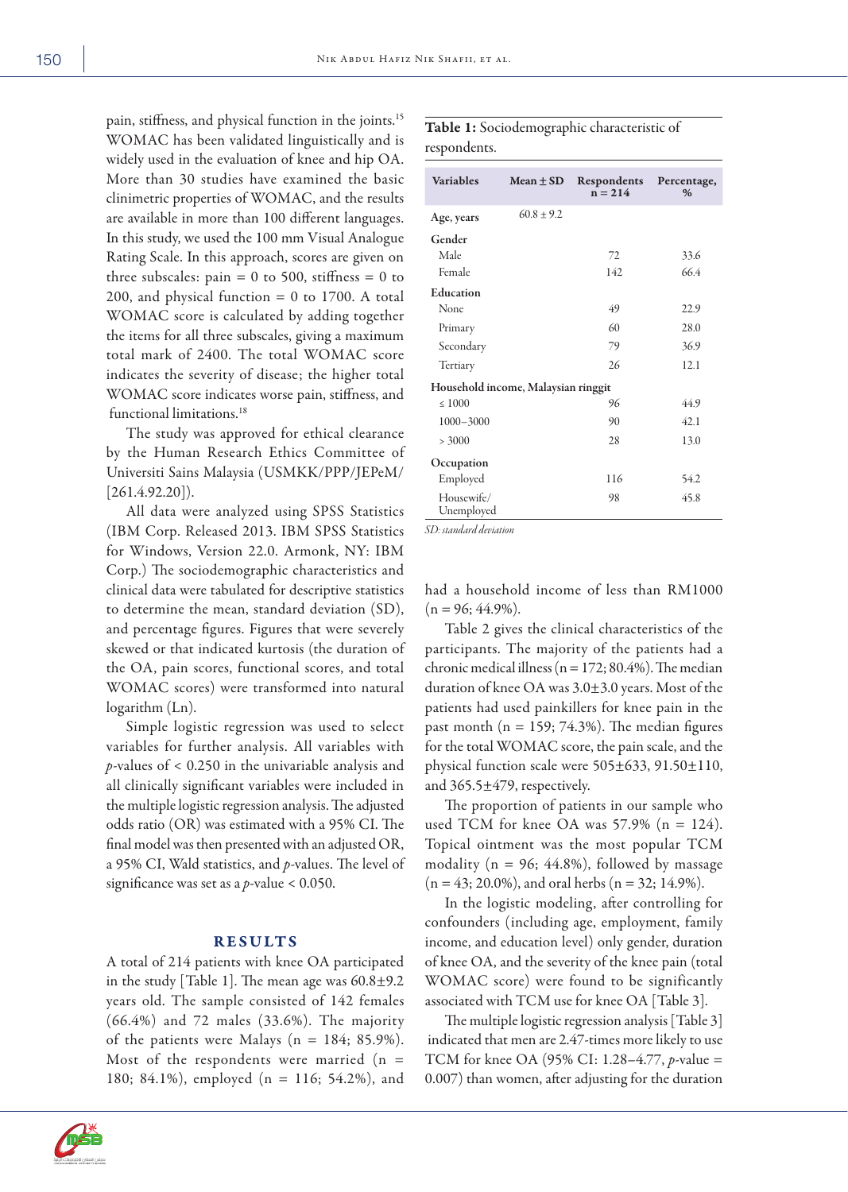pain, stiffness, and physical function in the joints.[15] WOMAC has been validated linguistically and is widely used in the evaluation of knee and hip OA. More than 30 studies have examined the basic clinimetric properties of WOMAC, and the results are available in more than 100 different languages. In this study, we used the 100 mm Visual Analogue Rating Scale. In this approach, scores are given on three subscales: pain = 0 to 500, stiffness = 0 to 200, and physical function = 0 to 1700. A total WOMAC score is calculated by adding together the items for all three subscales, giving a maximum total mark of 2400. The total WOMAC score indicates the severity of disease; the higher total WOMAC score indicates worse pain, stiffness, and functional limitations.[18]

The study was approved for ethical clearance by the Human Research Ethics Committee of Universiti Sains Malaysia (USMKK/PPP/JEPeM/[261.4.92.20]).

All data were analyzed using SPSS Statistics (IBM Corp. Released 2013. IBM SPSS Statistics for Windows, Version 22.0. Armonk, NY: IBM Corp.) The sociodemographic characteristics and clinical data were tabulated for descriptive statistics to determine the mean, standard deviation (SD), and percentage figures. Figures that were severely skewed or that indicated kurtosis (the duration of the OA, pain scores, functional scores, and total WOMAC scores) were transformed into natural logarithm (Ln).

Simple logistic regression was used to select variables for further analysis. All variables with *p*-values of < 0.250 in the univariable analysis and all clinically significant variables were included in the multiple logistic regression analysis. The adjusted odds ratio (OR) was estimated with a 95% CI. The final model was then presented with an adjusted OR, a 95% CI, Wald statistics, and *p*-values. The level of significance was set as a *p*-value < 0.050.

## RESULTS

A total of 214 patients with knee OA participated in the study [Table 1]. The mean age was 60.8±9.2 years old. The sample consisted of 142 females (66.4%) and 72 males (33.6%). The majority of the patients were Malays (n = 184; 85.9%). Most of the respondents were married (n = 180; 84.1%), employed (n = 116; 54.2%), and had a household income of less than RM1000 (n = 96; 44.9%).

**Table 1:** Sociodemographic characteristic of respondents.

| Variables | Mean ± SD | Respondents n = 214 | Percentage, % |
|---|---|---|---|
| Age, years | 60.8 ± 9.2 | | |
| **Gender** | | | |
| Male | | 72 | 33.6 |
| Female | | 142 | 66.4 |
| **Education** | | | |
| None | | 49 | 22.9 |
| Primary | | 60 | 28.0 |
| Secondary | | 79 | 36.9 |
| Tertiary | | 26 | 12.1 |
| **Household income, Malaysian ringgit** | | | |
| ≤ 1000 | | 96 | 44.9 |
| 1000–3000 | | 90 | 42.1 |
| > 3000 | | 28 | 13.0 |
| **Occupation** | | | |
| Employed | | 116 | 54.2 |
| Housewife/ Unemployed | | 98 | 45.8 |

*SD: standard deviation*

Table 2 gives the clinical characteristics of the participants. The majority of the patients had a chronic medical illness (n = 172; 80.4%). The median duration of knee OA was 3.0±3.0 years. Most of the patients had used painkillers for knee pain in the past month (n = 159; 74.3%). The median figures for the total WOMAC score, the pain scale, and the physical function scale were 505±633, 91.50±110, and 365.5±479, respectively.

The proportion of patients in our sample who used TCM for knee OA was 57.9% (n = 124). Topical ointment was the most popular TCM modality (n = 96; 44.8%), followed by massage (n = 43; 20.0%), and oral herbs (n = 32; 14.9%).

In the logistic modeling, after controlling for confounders (including age, employment, family income, and education level) only gender, duration of knee OA, and the severity of the knee pain (total WOMAC score) were found to be significantly associated with TCM use for knee OA [Table 3].

The multiple logistic regression analysis [Table 3] indicated that men are 2.47-times more likely to use TCM for knee OA (95% CI: 1.28–4.77, *p*-value = 0.007) than women, after adjusting for the duration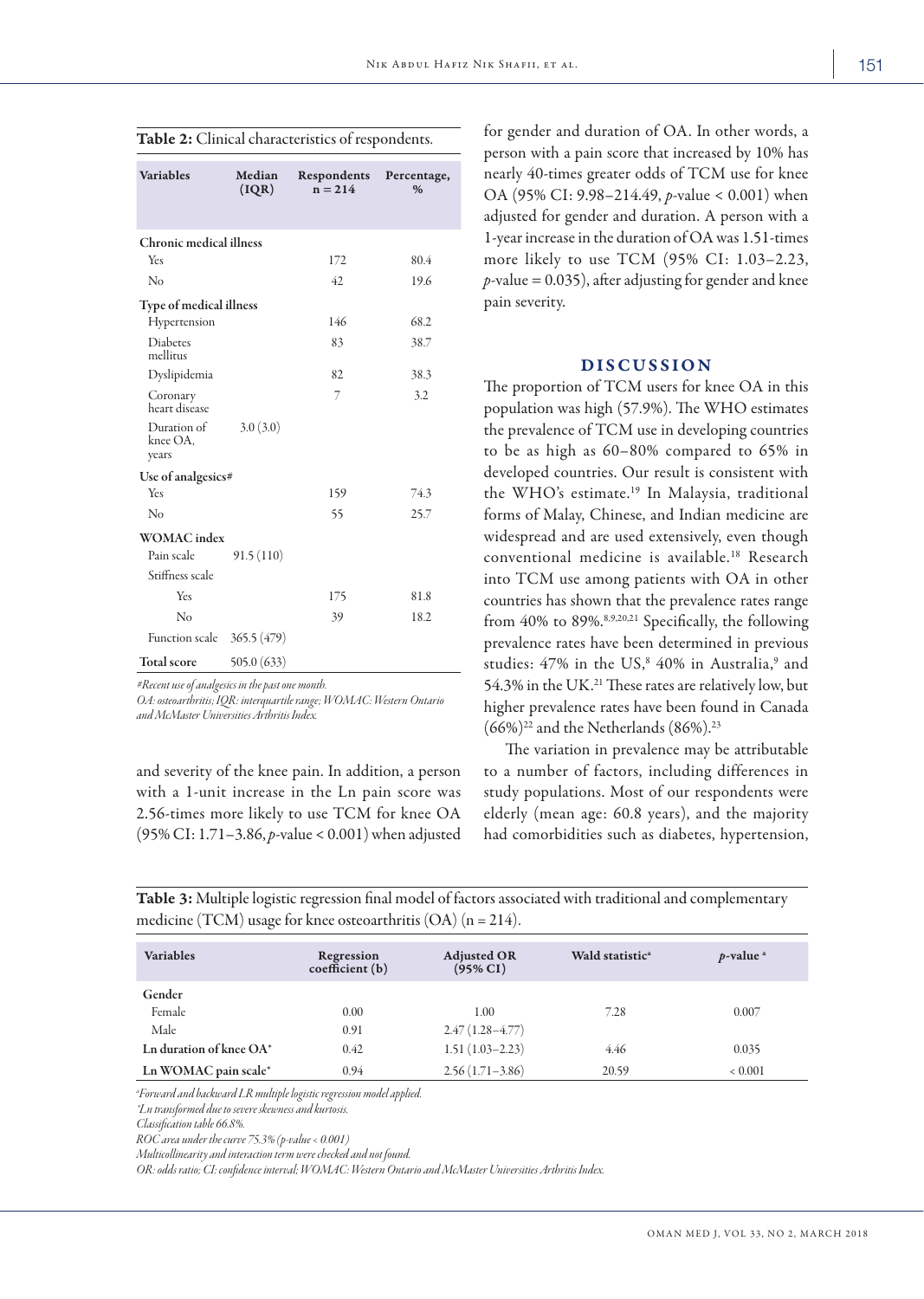**Table 2:** Clinical characteristics of respondents.

| Variables | Median (IQR) | Respondents n = 214 | Percentage, % |
|---|---|---|---|
| **Chronic medical illness** | | | |
| Yes | | 172 | 80.4 |
| No | | 42 | 19.6 |
| **Type of medical illness** | | | |
| Hypertension | | 146 | 68.2 |
| Diabetes mellitus | | 83 | 38.7 |
| Dyslipidemia | | 82 | 38.3 |
| Coronary heart disease | | 7 | 3.2 |
| Duration of knee OA, years | 3.0 (3.0) | | |
| **Use of analgesics#** | | | |
| Yes | | 159 | 74.3 |
| No | | 55 | 25.7 |
| **WOMAC index** | | | |
| Pain scale | 91.5 (110) | | |
| Stiffness scale | | | |
| Yes | | 175 | 81.8 |
| No | | 39 | 18.2 |
| Function scale | 365.5 (479) | | |
| **Total score** | 505.0 (633) | | |

*#Recent use of analgesics in the past one month.*
*OA: osteoarthritis; IQR: interquartile range; WOMAC: Western Ontario and McMaster Universities Arthritis Index.*

and severity of the knee pain. In addition, a person with a 1-unit increase in the Ln pain score was 2.56-times more likely to use TCM for knee OA (95% CI: 1.71–3.86, *p*-value < 0.001) when adjusted for gender and duration of OA. In other words, a person with a pain score that increased by 10% has nearly 40-times greater odds of TCM use for knee OA (95% CI: 9.98–214.49, *p*-value < 0.001) when adjusted for gender and duration. A person with a 1-year increase in the duration of OA was 1.51-times more likely to use TCM (95% CI: 1.03–2.23, *p*-value = 0.035), after adjusting for gender and knee pain severity.

## DISCUSSION

The proportion of TCM users for knee OA in this population was high (57.9%). The WHO estimates the prevalence of TCM use in developing countries to be as high as 60–80% compared to 65% in developed countries. Our result is consistent with the WHO's estimate.[19] In Malaysia, traditional forms of Malay, Chinese, and Indian medicine are widespread and are used extensively, even though conventional medicine is available.[18] Research into TCM use among patients with OA in other countries has shown that the prevalence rates range from 40% to 89%.[8,9,20,21] Specifically, the following prevalence rates have been determined in previous studies: 47% in the US,[8] 40% in Australia,[9] and 54.3% in the UK.[21] These rates are relatively low, but higher prevalence rates have been found in Canada (66%)[22] and the Netherlands (86%).[23]

The variation in prevalence may be attributable to a number of factors, including differences in study populations. Most of our respondents were elderly (mean age: 60.8 years), and the majority had comorbidities such as diabetes, hypertension,

**Table 3:** Multiple logistic regression final model of factors associated with traditional and complementary medicine (TCM) usage for knee osteoarthritis (OA) (n = 214).

| Variables | Regression coefficient (b) | Adjusted OR (95% CI) | Wald statistic[a] | *p*-value [a] |
|---|---|---|---|---|
| **Gender** | | | | |
| Female | 0.00 | 1.00 | 7.28 | 0.007 |
| Male | 0.91 | 2.47 (1.28–4.77) | | |
| **Ln duration of knee OA*** | 0.42 | 1.51 (1.03–2.23) | 4.46 | 0.035 |
| **Ln WOMAC pain scale*** | 0.94 | 2.56 (1.71–3.86) | 20.59 | < 0.001 |

*[a]Forward and backward LR multiple logistic regression model applied.*
*\*Ln transformed due to severe skewness and kurtosis.*
*Classification table 66.8%.*
*ROC area under the curve 75.3% (p-value < 0.001)*
*Multicollinearity and interaction term were checked and not found.*
*OR: odds ratio; CI: confidence interval; WOMAC: Western Ontario and McMaster Universities Arthritis Index.*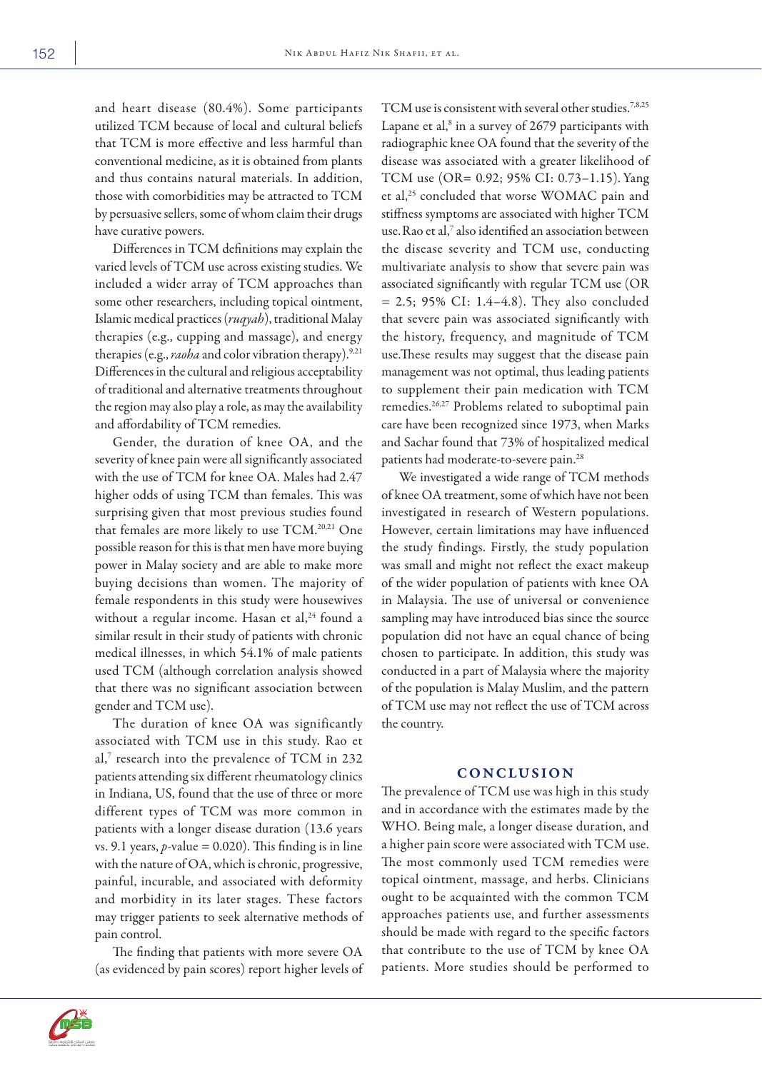and heart disease (80.4%). Some participants utilized TCM because of local and cultural beliefs that TCM is more effective and less harmful than conventional medicine, as it is obtained from plants and thus contains natural materials. In addition, those with comorbidities may be attracted to TCM by persuasive sellers, some of whom claim their drugs have curative powers.

Differences in TCM definitions may explain the varied levels of TCM use across existing studies. We included a wider array of TCM approaches than some other researchers, including topical ointment, Islamic medical practices (*ruqyah*), traditional Malay therapies (e.g., cupping and massage), and energy therapies (e.g., *raoha* and color vibration therapy).[9,21] Differences in the cultural and religious acceptability of traditional and alternative treatments throughout the region may also play a role, as may the availability and affordability of TCM remedies.

Gender, the duration of knee OA, and the severity of knee pain were all significantly associated with the use of TCM for knee OA. Males had 2.47 higher odds of using TCM than females. This was surprising given that most previous studies found that females are more likely to use TCM.[20,21] One possible reason for this is that men have more buying power in Malay society and are able to make more buying decisions than women. The majority of female respondents in this study were housewives without a regular income. Hasan et al,[24] found a similar result in their study of patients with chronic medical illnesses, in which 54.1% of male patients used TCM (although correlation analysis showed that there was no significant association between gender and TCM use).

The duration of knee OA was significantly associated with TCM use in this study. Rao et al,[7] research into the prevalence of TCM in 232 patients attending six different rheumatology clinics in Indiana, US, found that the use of three or more different types of TCM was more common in patients with a longer disease duration (13.6 years vs. 9.1 years, $p$-value = 0.020). This finding is in line with the nature of OA, which is chronic, progressive, painful, incurable, and associated with deformity and morbidity in its later stages. These factors may trigger patients to seek alternative methods of pain control.

The finding that patients with more severe OA (as evidenced by pain scores) report higher levels of TCM use is consistent with several other studies.[7,8,25] Lapane et al,[8] in a survey of 2679 participants with radiographic knee OA found that the severity of the disease was associated with a greater likelihood of TCM use (OR= 0.92; 95% CI: 0.73–1.15). Yang et al,[25] concluded that worse WOMAC pain and stiffness symptoms are associated with higher TCM use. Rao et al,[7] also identified an association between the disease severity and TCM use, conducting multivariate analysis to show that severe pain was associated significantly with regular TCM use (OR = 2.5; 95% CI: 1.4–4.8). They also concluded that severe pain was associated significantly with the history, frequency, and magnitude of TCM use.These results may suggest that the disease pain management was not optimal, thus leading patients to supplement their pain medication with TCM remedies.[26,27] Problems related to suboptimal pain care have been recognized since 1973, when Marks and Sachar found that 73% of hospitalized medical patients had moderate-to-severe pain.[28]

We investigated a wide range of TCM methods of knee OA treatment, some of which have not been investigated in research of Western populations. However, certain limitations may have influenced the study findings. Firstly, the study population was small and might not reflect the exact makeup of the wider population of patients with knee OA in Malaysia. The use of universal or convenience sampling may have introduced bias since the source population did not have an equal chance of being chosen to participate. In addition, this study was conducted in a part of Malaysia where the majority of the population is Malay Muslim, and the pattern of TCM use may not reflect the use of TCM across the country.

## CONCLUSION

The prevalence of TCM use was high in this study and in accordance with the estimates made by the WHO. Being male, a longer disease duration, and a higher pain score were associated with TCM use. The most commonly used TCM remedies were topical ointment, massage, and herbs. Clinicians ought to be acquainted with the common TCM approaches patients use, and further assessments should be made with regard to the specific factors that contribute to the use of TCM by knee OA patients. More studies should be performed to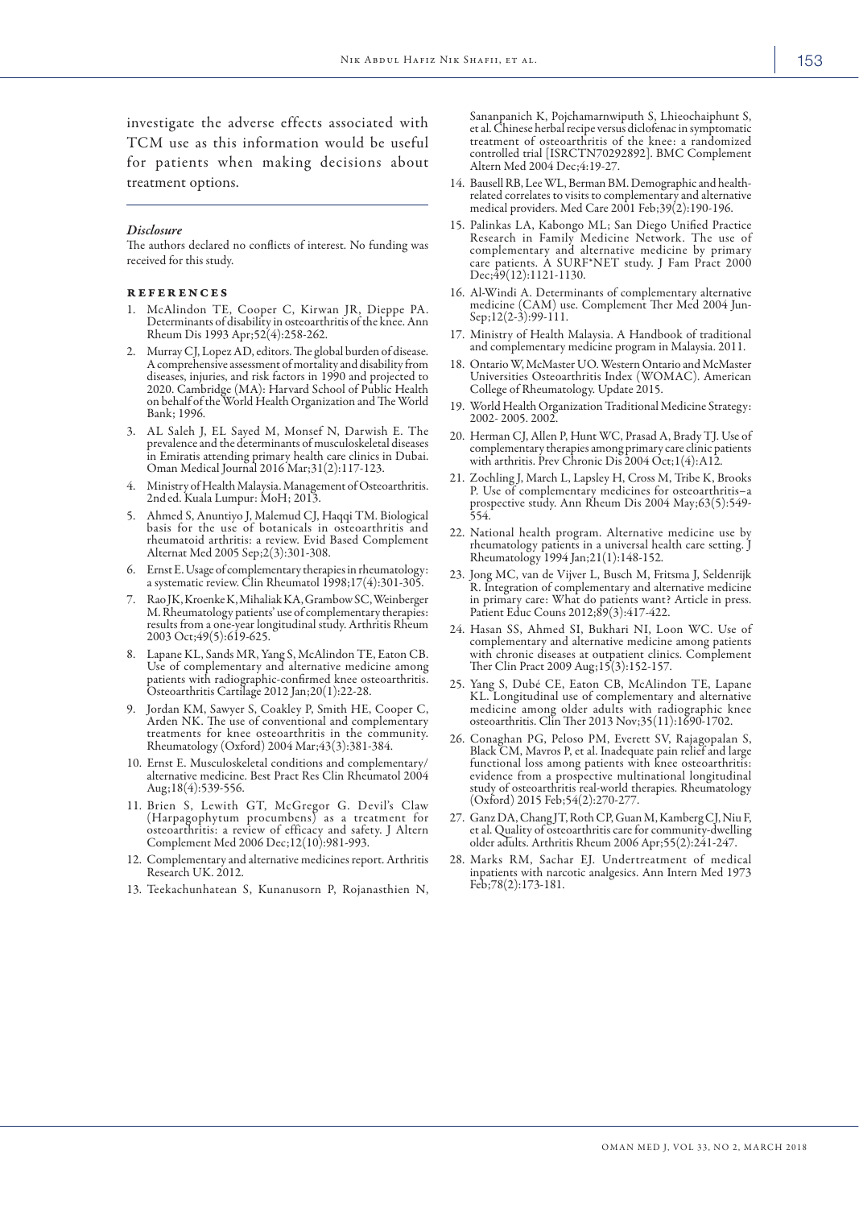investigate the adverse effects associated with TCM use as this information would be useful for patients when making decisions about treatment options.

### *Disclosure*

The authors declared no conflicts of interest. No funding was received for this study.

## REFERENCES

1. McAlindon TE, Cooper C, Kirwan JR, Dieppe PA. Determinants of disability in osteoarthritis of the knee. Ann Rheum Dis 1993 Apr;52(4):258-262.
2. Murray CJ, Lopez AD, editors. The global burden of disease. A comprehensive assessment of mortality and disability from diseases, injuries, and risk factors in 1990 and projected to 2020. Cambridge (MA): Harvard School of Public Health on behalf of the World Health Organization and The World Bank; 1996.
3. AL Saleh J, EL Sayed M, Monsef N, Darwish E. The prevalence and the determinants of musculoskeletal diseases in Emiratis attending primary health care clinics in Dubai. Oman Medical Journal 2016 Mar;31(2):117-123.
4. Ministry of Health Malaysia. Management of Osteoarthritis. 2nd ed. Kuala Lumpur: MoH; 2013.
5. Ahmed S, Anuntiyo J, Malemud CJ, Haqqi TM. Biological basis for the use of botanicals in osteoarthritis and rheumatoid arthritis: a review. Evid Based Complement Alternat Med 2005 Sep;2(3):301-308.
6. Ernst E. Usage of complementary therapies in rheumatology: a systematic review. Clin Rheumatol 1998;17(4):301-305.
7. Rao JK, Kroenke K, Mihaliak KA, Grambow SC, Weinberger M. Rheumatology patients' use of complementary therapies: results from a one-year longitudinal study. Arthritis Rheum 2003 Oct;49(5):619-625.
8. Lapane KL, Sands MR, Yang S, McAlindon TE, Eaton CB. Use of complementary and alternative medicine among patients with radiographic-confirmed knee osteoarthritis. Osteoarthritis Cartilage 2012 Jan;20(1):22-28.
9. Jordan KM, Sawyer S, Coakley P, Smith HE, Cooper C, Arden NK. The use of conventional and complementary treatments for knee osteoarthritis in the community. Rheumatology (Oxford) 2004 Mar;43(3):381-384.
10. Ernst E. Musculoskeletal conditions and complementary/alternative medicine. Best Pract Res Clin Rheumatol 2004 Aug;18(4):539-556.
11. Brien S, Lewith GT, McGregor G. Devil's Claw (Harpagophytum procumbens) as a treatment for osteoarthritis: a review of efficacy and safety. J Altern Complement Med 2006 Dec;12(10):981-993.
12. Complementary and alternative medicines report. Arthritis Research UK. 2012.
13. Teekachunhatean S, Kunanusorn P, Rojanasthien N, Sananpanich K, Pojchamarnwiputh S, Lhieochaiphunt S, et al. Chinese herbal recipe versus diclofenac in symptomatic treatment of osteoarthritis of the knee: a randomized controlled trial [ISRCTN70292892]. BMC Complement Altern Med 2004 Dec;4:19-27.
14. Bausell RB, Lee WL, Berman BM. Demographic and health-related correlates to visits to complementary and alternative medical providers. Med Care 2001 Feb;39(2):190-196.
15. Palinkas LA, Kabongo ML; San Diego Unified Practice Research in Family Medicine Network. The use of complementary and alternative medicine by primary care patients. A SURF*NET study. J Fam Pract 2000 Dec;49(12):1121-1130.
16. Al-Windi A. Determinants of complementary alternative medicine (CAM) use. Complement Ther Med 2004 Jun-Sep;12(2-3):99-111.
17. Ministry of Health Malaysia. A Handbook of traditional and complementary medicine program in Malaysia. 2011.
18. Ontario W, McMaster UO. Western Ontario and McMaster Universities Osteoarthritis Index (WOMAC). American College of Rheumatology. Update 2015.
19. World Health Organization Traditional Medicine Strategy: 2002- 2005. 2002.
20. Herman CJ, Allen P, Hunt WC, Prasad A, Brady TJ. Use of complementary therapies among primary care clinic patients with arthritis. Prev Chronic Dis 2004 Oct;1(4):A12.
21. Zochling J, March L, Lapsley H, Cross M, Tribe K, Brooks P. Use of complementary medicines for osteoarthritis–a prospective study. Ann Rheum Dis 2004 May;63(5):549-554.
22. National health program. Alternative medicine use by rheumatology patients in a universal health care setting. J Rheumatology 1994 Jan;21(1):148-152.
23. Jong MC, van de Vijver L, Busch M, Fritsma J, Seldenrijk R. Integration of complementary and alternative medicine in primary care: What do patients want? Article in press. Patient Educ Couns 2012;89(3):417-422.
24. Hasan SS, Ahmed SI, Bukhari NI, Loon WC. Use of complementary and alternative medicine among patients with chronic diseases at outpatient clinics. Complement Ther Clin Pract 2009 Aug;15(3):152-157.
25. Yang S, Dubé CE, Eaton CB, McAlindon TE, Lapane KL. Longitudinal use of complementary and alternative medicine among older adults with radiographic knee osteoarthritis. Clin Ther 2013 Nov;35(11):1690-1702.
26. Conaghan PG, Peloso PM, Everett SV, Rajagopalan S, Black CM, Mavros P, et al. Inadequate pain relief and large functional loss among patients with knee osteoarthritis: evidence from a prospective multinational longitudinal study of osteoarthritis real-world therapies. Rheumatology (Oxford) 2015 Feb;54(2):270-277.
27. Ganz DA, Chang JT, Roth CP, Guan M, Kamberg CJ, Niu F, et al. Quality of osteoarthritis care for community-dwelling older adults. Arthritis Rheum 2006 Apr;55(2):241-247.
28. Marks RM, Sachar EJ. Undertreatment of medical inpatients with narcotic analgesics. Ann Intern Med 1973 Feb;78(2):173-181.